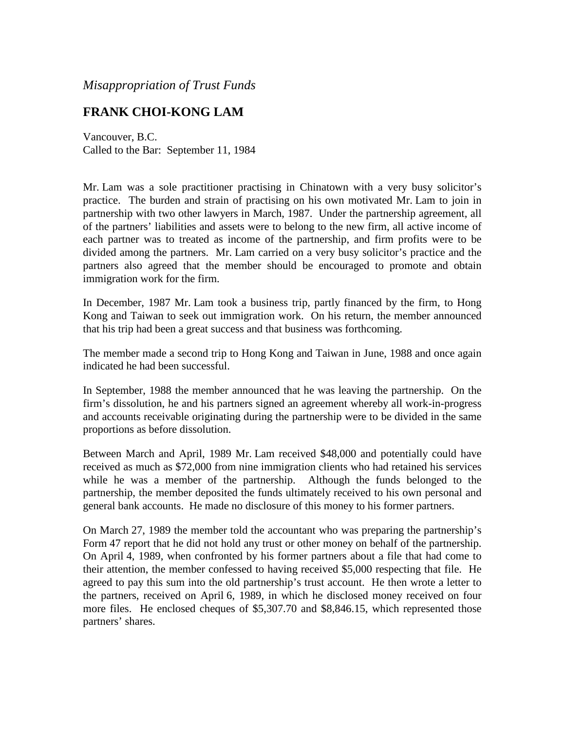*Misappropriation of Trust Funds*

## FRANK CHOI-KONG LAM

Vancouver, B.C.
Called to the Bar: September 11, 1984

Mr. Lam was a sole practitioner practising in Chinatown with a very busy solicitor's practice. The burden and strain of practising on his own motivated Mr. Lam to join in partnership with two other lawyers in March, 1987. Under the partnership agreement, all of the partners' liabilities and assets were to belong to the new firm, all active income of each partner was to treated as income of the partnership, and firm profits were to be divided among the partners. Mr. Lam carried on a very busy solicitor's practice and the partners also agreed that the member should be encouraged to promote and obtain immigration work for the firm.

In December, 1987 Mr. Lam took a business trip, partly financed by the firm, to Hong Kong and Taiwan to seek out immigration work. On his return, the member announced that his trip had been a great success and that business was forthcoming.

The member made a second trip to Hong Kong and Taiwan in June, 1988 and once again indicated he had been successful.

In September, 1988 the member announced that he was leaving the partnership. On the firm's dissolution, he and his partners signed an agreement whereby all work-in-progress and accounts receivable originating during the partnership were to be divided in the same proportions as before dissolution.

Between March and April, 1989 Mr. Lam received $48,000 and potentially could have received as much as $72,000 from nine immigration clients who had retained his services while he was a member of the partnership. Although the funds belonged to the partnership, the member deposited the funds ultimately received to his own personal and general bank accounts. He made no disclosure of this money to his former partners.

On March 27, 1989 the member told the accountant who was preparing the partnership's Form 47 report that he did not hold any trust or other money on behalf of the partnership. On April 4, 1989, when confronted by his former partners about a file that had come to their attention, the member confessed to having received $5,000 respecting that file. He agreed to pay this sum into the old partnership's trust account. He then wrote a letter to the partners, received on April 6, 1989, in which he disclosed money received on four more files. He enclosed cheques of $5,307.70 and $8,846.15, which represented those partners' shares.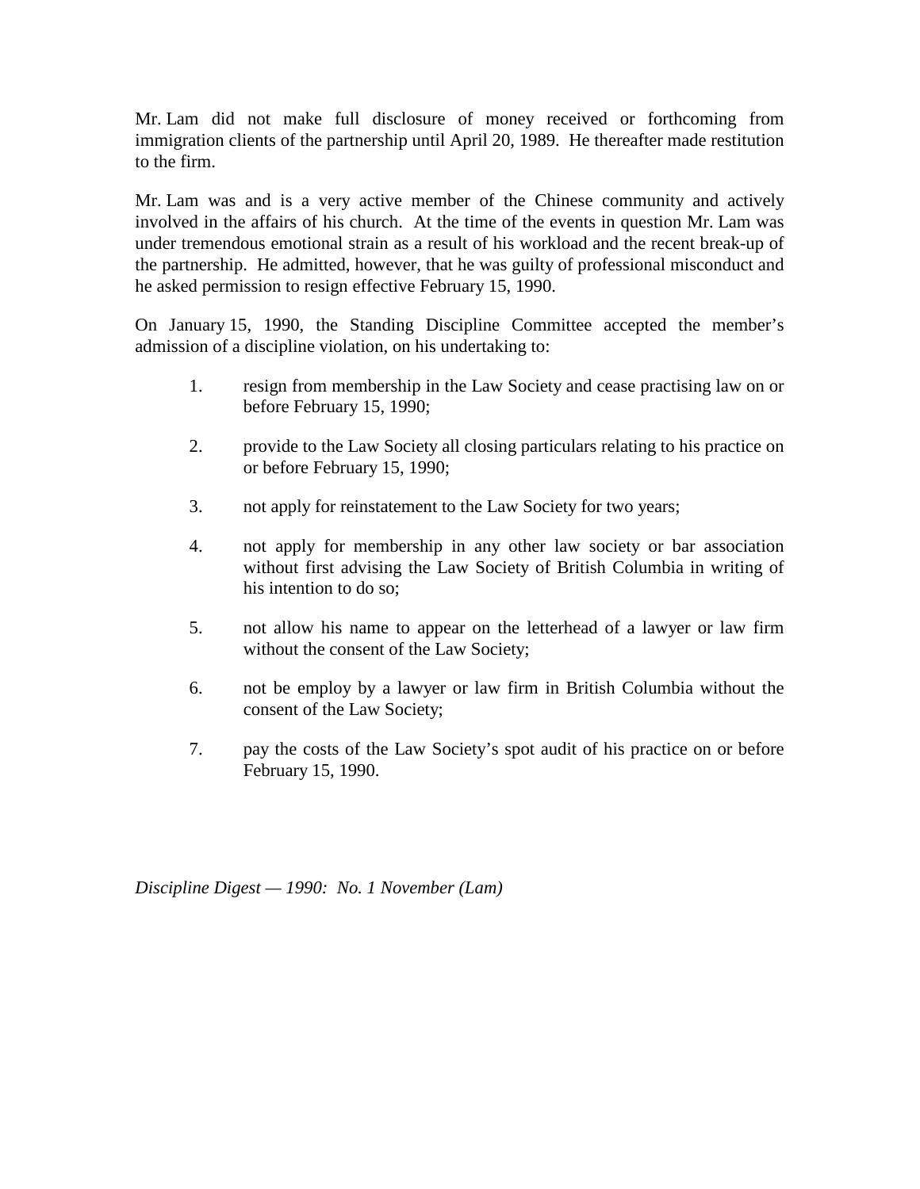Mr. Lam did not make full disclosure of money received or forthcoming from immigration clients of the partnership until April 20, 1989. He thereafter made restitution to the firm.

Mr. Lam was and is a very active member of the Chinese community and actively involved in the affairs of his church. At the time of the events in question Mr. Lam was under tremendous emotional strain as a result of his workload and the recent break-up of the partnership. He admitted, however, that he was guilty of professional misconduct and he asked permission to resign effective February 15, 1990.

On January 15, 1990, the Standing Discipline Committee accepted the member's admission of a discipline violation, on his undertaking to:

1. resign from membership in the Law Society and cease practising law on or before February 15, 1990;

2. provide to the Law Society all closing particulars relating to his practice on or before February 15, 1990;

3. not apply for reinstatement to the Law Society for two years;

4. not apply for membership in any other law society or bar association without first advising the Law Society of British Columbia in writing of his intention to do so;

5. not allow his name to appear on the letterhead of a lawyer or law firm without the consent of the Law Society;

6. not be employ by a lawyer or law firm in British Columbia without the consent of the Law Society;

7. pay the costs of the Law Society's spot audit of his practice on or before February 15, 1990.

*Discipline Digest — 1990: No. 1 November (Lam)*